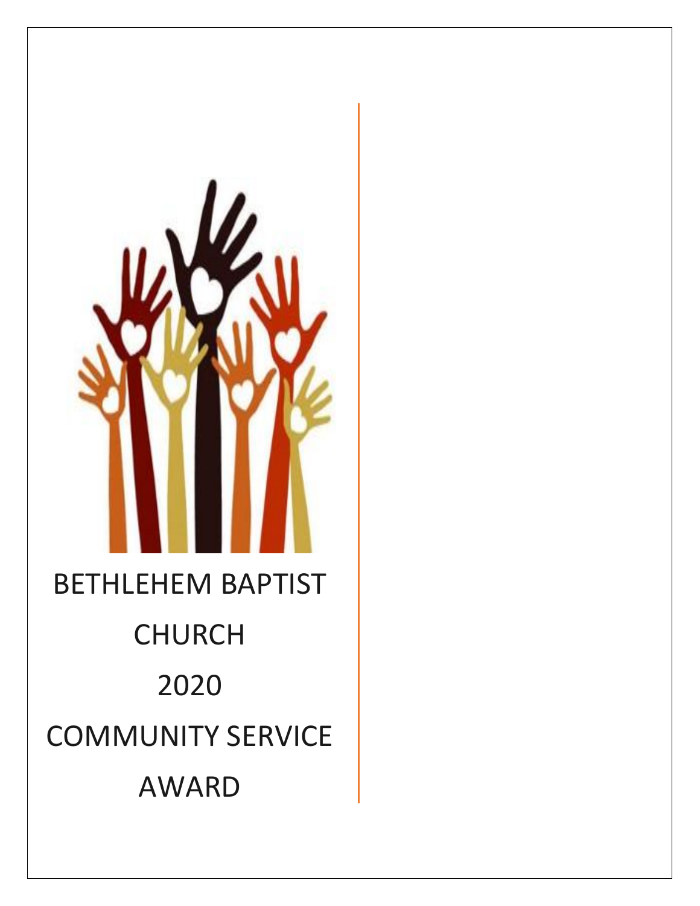# BETHLEHEM BAPTIST CHURCH

# 2020

# COMMUNITY SERVICE AWARD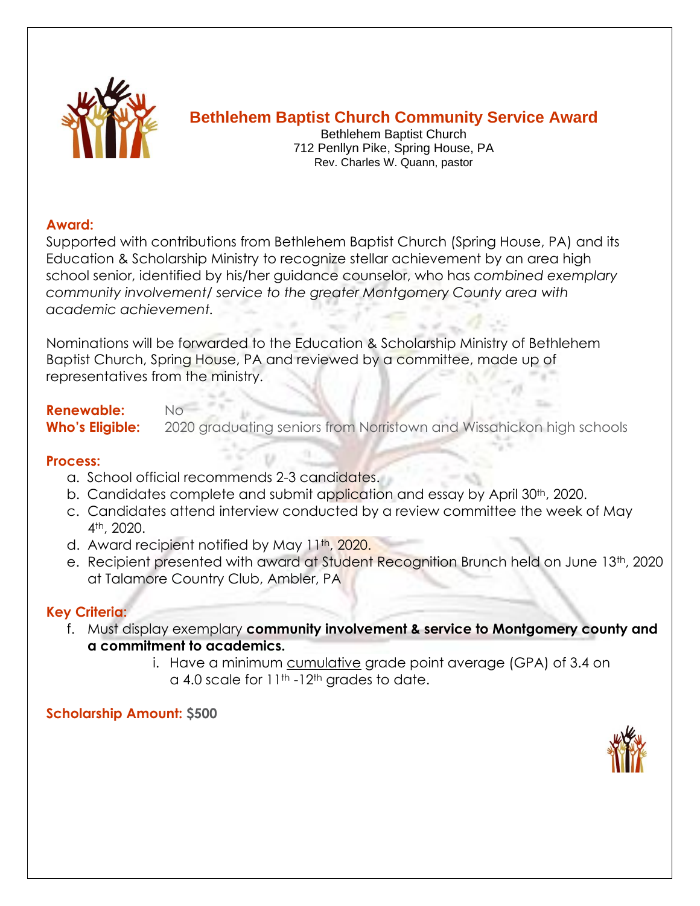# Bethlehem Baptist Church Community Service Award

Bethlehem Baptist Church
712 Penllyn Pike, Spring House, PA
Rev. Charles W. Quann, pastor

**Award:**

Supported with contributions from Bethlehem Baptist Church (Spring House, PA) and its Education & Scholarship Ministry to recognize stellar achievement by an area high school senior, identified by his/her guidance counselor, who has *combined exemplary community involvement/ service to the greater Montgomery County area with academic achievement.*

Nominations will be forwarded to the Education & Scholarship Ministry of Bethlehem Baptist Church, Spring House, PA and reviewed by a committee, made up of representatives from the ministry.

**Renewable:** No

**Who's Eligible:** 2020 graduating seniors from Norristown and Wissahickon high schools

**Process:**

a. School official recommends 2-3 candidates.
b. Candidates complete and submit application and essay by April 30th, 2020.
c. Candidates attend interview conducted by a review committee the week of May 4th, 2020.
d. Award recipient notified by May 11th, 2020.
e. Recipient presented with award at Student Recognition Brunch held on June 13th, 2020 at Talamore Country Club, Ambler, PA

**Key Criteria:**

f. Must display exemplary **community involvement & service to Montgomery county and a commitment to academics.**
   i. Have a minimum cumulative grade point average (GPA) of 3.4 on a 4.0 scale for 11th -12th grades to date.

**Scholarship Amount:** **$500**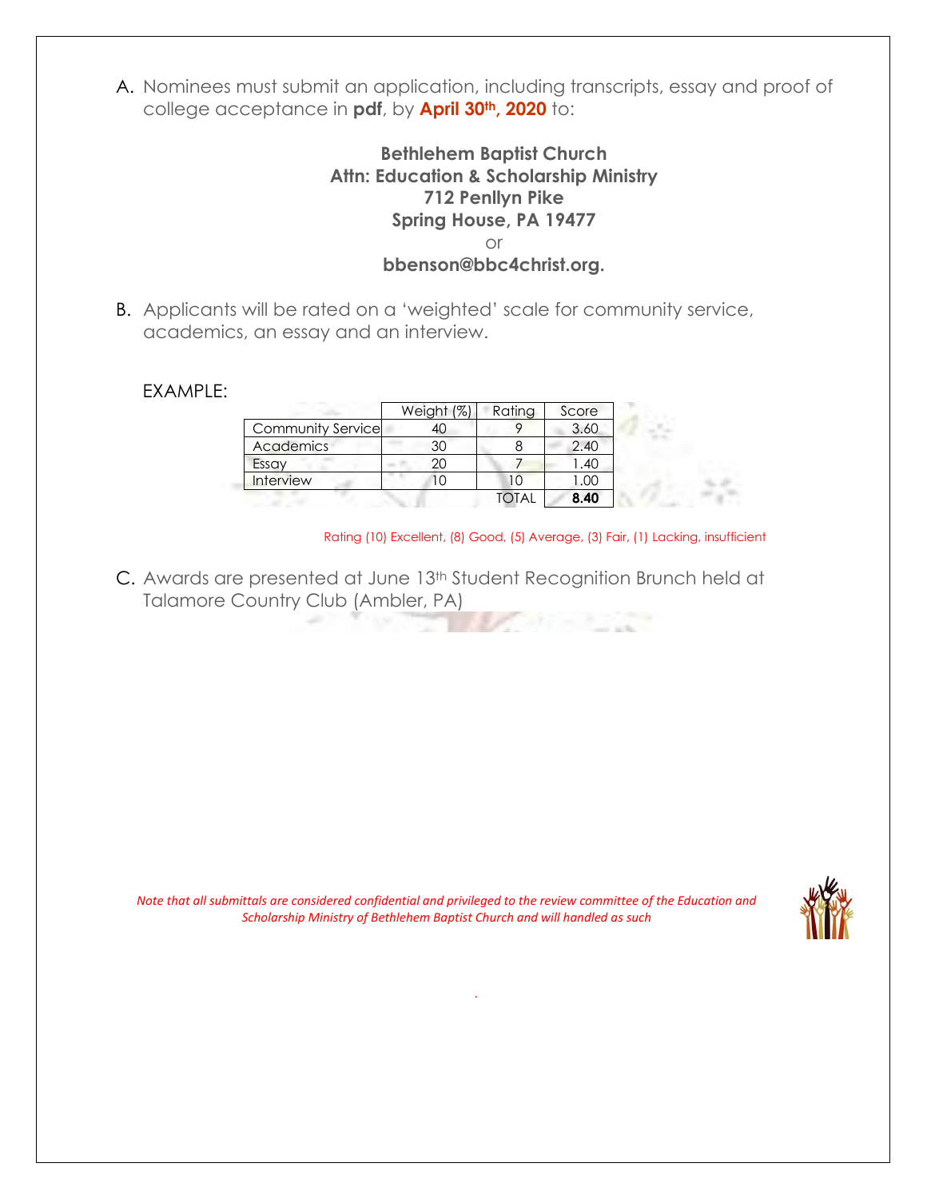A. Nominees must submit an application, including transcripts, essay and proof of college acceptance in **pdf**, by **April 30th, 2020** to:

**Bethlehem Baptist Church**
**Attn: Education & Scholarship Ministry**
**712 Penllyn Pike**
**Spring House, PA 19477**
or
**bbenson@bbc4christ.org.**

B. Applicants will be rated on a 'weighted' scale for community service, academics, an essay and an interview.

EXAMPLE:

| | Weight (%) | Rating | Score |
|---|---|---|---|
| Community Service | 40 | 9 | 3.60 |
| Academics | 30 | 8 | 2.40 |
| Essay | 20 | 7 | 1.40 |
| Interview | 10 | 10 | 1.00 |
| | | TOTAL | **8.40** |

Rating (10) Excellent, (8) Good, (5) Average, (3) Fair, (1) Lacking, insufficient

C. Awards are presented at June 13th Student Recognition Brunch held at Talamore Country Club (Ambler, PA)

*Note that all submittals are considered confidential and privileged to the review committee of the Education and Scholarship Ministry of Bethlehem Baptist Church and will handled as such*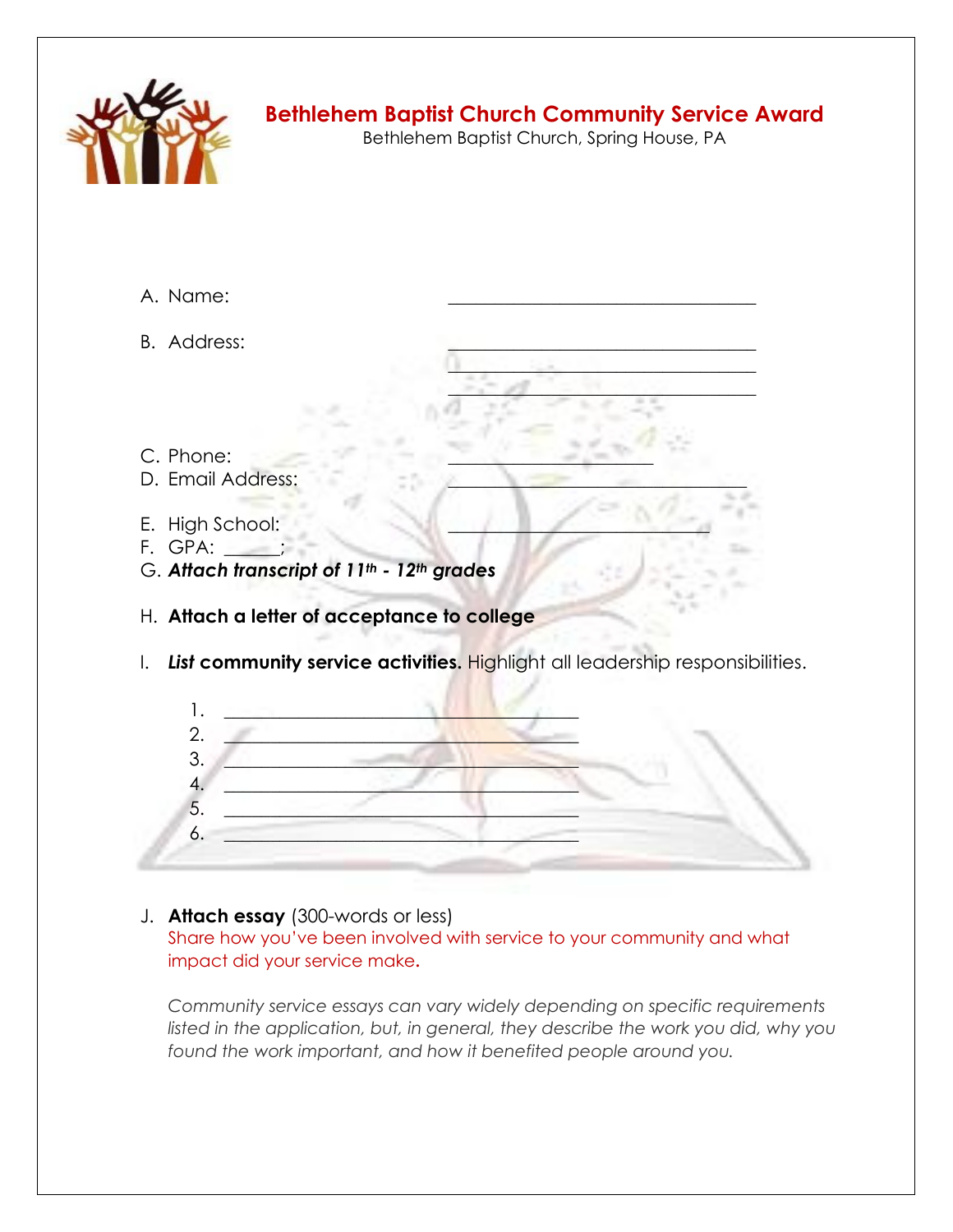# Bethlehem Baptist Church Community Service Award

Bethlehem Baptist Church, Spring House, PA

A. Name: ________________________________

B. Address: ________________________________
________________________________
________________________________

C. Phone: ______________________

D. Email Address: ________________________________

E. High School: ____________________________

F. GPA: ______;

G. ***Attach transcript of 11th - 12th grades***

H. **Attach a letter of acceptance to college**

I. ***List* community service activities.** Highlight all leadership responsibilities.

1. ______________________________________
2. ______________________________________
3. ______________________________________
4. ______________________________________
5. ______________________________________
6. ______________________________________

J. **Attach essay** (300-words or less)
Share how you've been involved with service to your community and what impact did your service make**.**

*Community service essays can vary widely depending on specific requirements listed in the application, but, in general, they describe the work you did, why you found the work important, and how it benefited people around you.*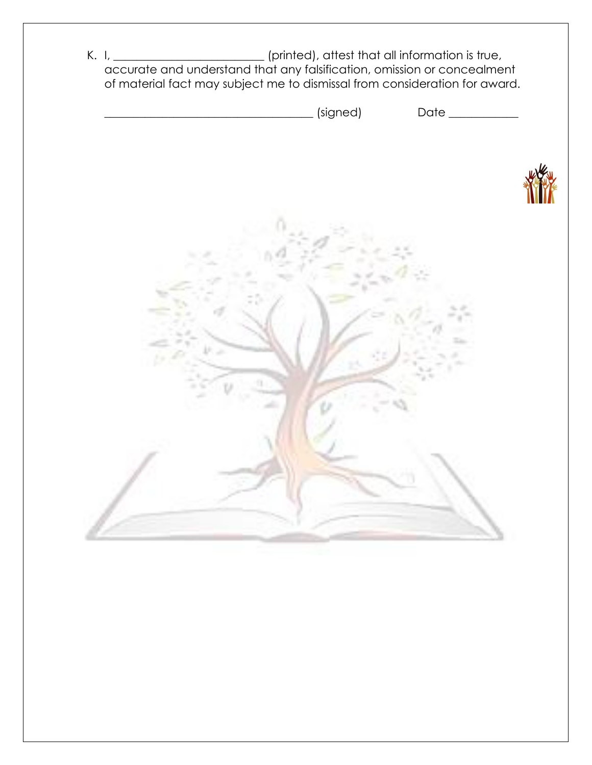K. I, __________________________ (printed), attest that all information is true, accurate and understand that any falsification, omission or concealment of material fact may subject me to dismissal from consideration for award.

_____________________________________ (signed)     Date ____________